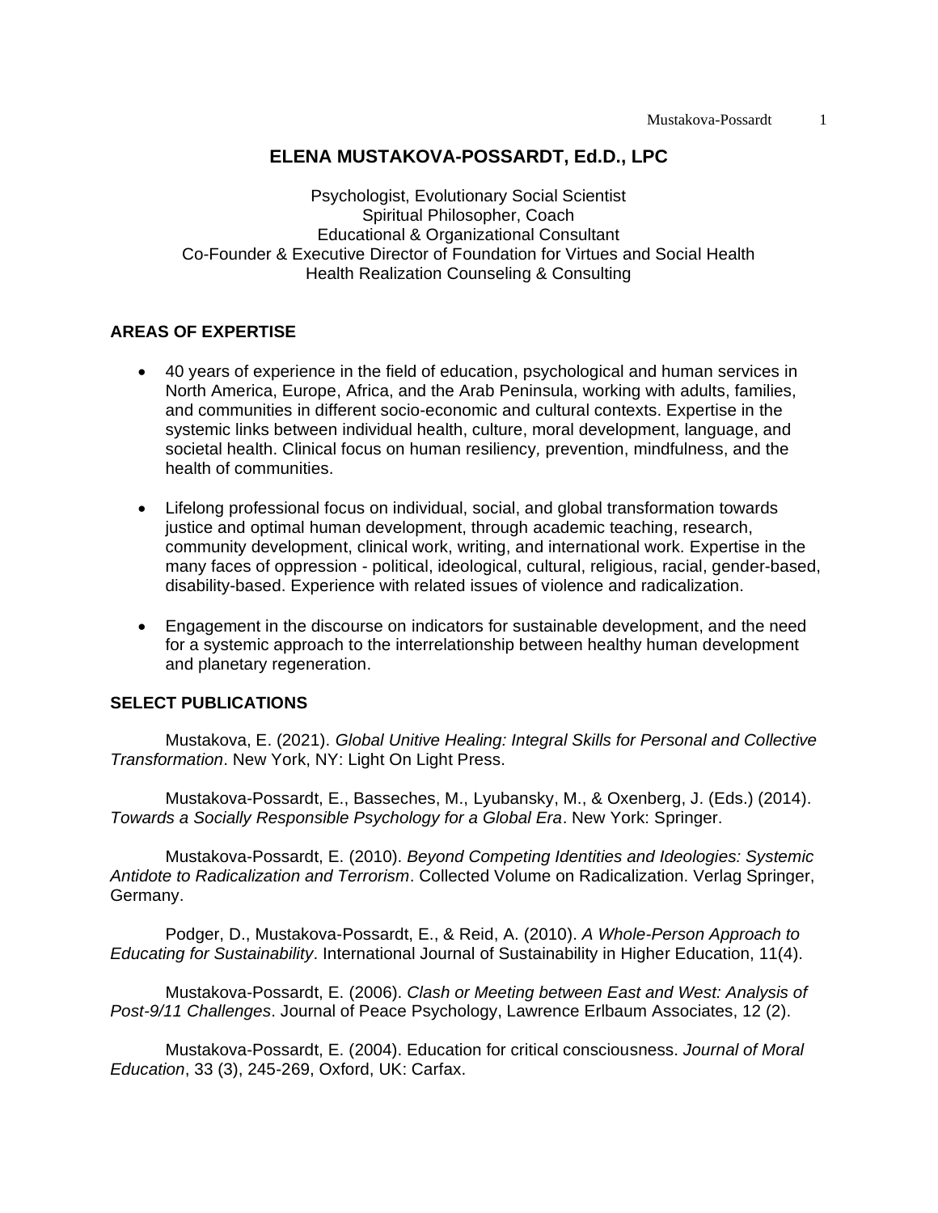# ELENA MUSTAKOVA-POSSARDT, Ed.D., LPC

Psychologist, Evolutionary Social Scientist
Spiritual Philosopher, Coach
Educational & Organizational Consultant
Co-Founder & Executive Director of Foundation for Virtues and Social Health
Health Realization Counseling & Consulting

## AREAS OF EXPERTISE

- 40 years of experience in the field of education, psychological and human services in North America, Europe, Africa, and the Arab Peninsula, working with adults, families, and communities in different socio-economic and cultural contexts. Expertise in the systemic links between individual health, culture, moral development, language, and societal health. Clinical focus on human resiliency, prevention, mindfulness, and the health of communities.

- Lifelong professional focus on individual, social, and global transformation towards justice and optimal human development, through academic teaching, research, community development, clinical work, writing, and international work. Expertise in the many faces of oppression - political, ideological, cultural, religious, racial, gender-based, disability-based. Experience with related issues of violence and radicalization.

- Engagement in the discourse on indicators for sustainable development, and the need for a systemic approach to the interrelationship between healthy human development and planetary regeneration.

## SELECT PUBLICATIONS

Mustakova, E. (2021). *Global Unitive Healing: Integral Skills for Personal and Collective Transformation*. New York, NY: Light On Light Press.

Mustakova-Possardt, E., Basseches, M., Lyubansky, M., & Oxenberg, J. (Eds.) (2014). *Towards a Socially Responsible Psychology for a Global Era*. New York: Springer.

Mustakova-Possardt, E. (2010). *Beyond Competing Identities and Ideologies: Systemic Antidote to Radicalization and Terrorism*. Collected Volume on Radicalization. Verlag Springer, Germany.

Podger, D., Mustakova-Possardt, E., & Reid, A. (2010). *A Whole-Person Approach to Educating for Sustainability*. International Journal of Sustainability in Higher Education, 11(4).

Mustakova-Possardt, E. (2006). *Clash or Meeting between East and West: Analysis of Post-9/11 Challenges*. Journal of Peace Psychology, Lawrence Erlbaum Associates, 12 (2).

Mustakova-Possardt, E. (2004). Education for critical consciousness. *Journal of Moral Education*, 33 (3), 245-269, Oxford, UK: Carfax.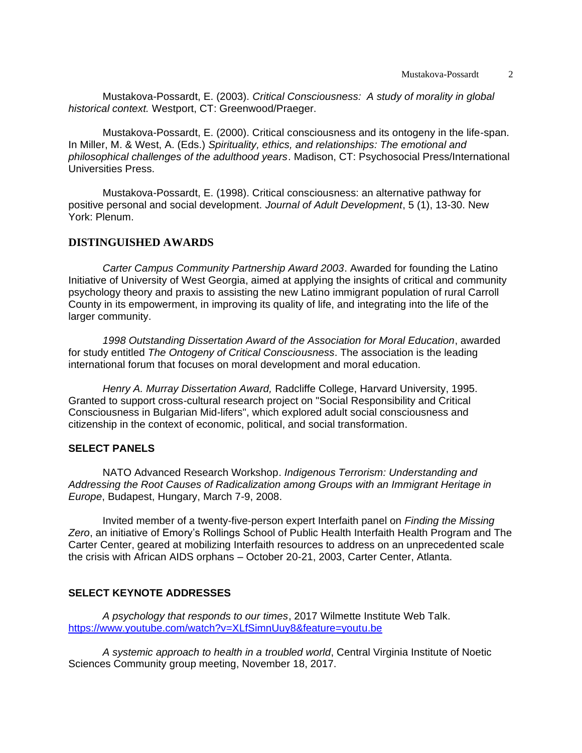Mustakova-Possardt, E. (2003). *Critical Consciousness: A study of morality in global historical context.* Westport, CT: Greenwood/Praeger.

Mustakova-Possardt, E. (2000). Critical consciousness and its ontogeny in the life-span. In Miller, M. & West, A. (Eds.) *Spirituality, ethics, and relationships: The emotional and philosophical challenges of the adulthood years*. Madison, CT: Psychosocial Press/International Universities Press.

Mustakova-Possardt, E. (1998). Critical consciousness: an alternative pathway for positive personal and social development. *Journal of Adult Development*, 5 (1), 13-30. New York: Plenum.

## DISTINGUISHED AWARDS

*Carter Campus Community Partnership Award 2003*. Awarded for founding the Latino Initiative of University of West Georgia, aimed at applying the insights of critical and community psychology theory and praxis to assisting the new Latino immigrant population of rural Carroll County in its empowerment, in improving its quality of life, and integrating into the life of the larger community.

*1998 Outstanding Dissertation Award of the Association for Moral Education*, awarded for study entitled *The Ontogeny of Critical Consciousness*. The association is the leading international forum that focuses on moral development and moral education.

*Henry A. Murray Dissertation Award,* Radcliffe College, Harvard University, 1995. Granted to support cross-cultural research project on "Social Responsibility and Critical Consciousness in Bulgarian Mid-lifers", which explored adult social consciousness and citizenship in the context of economic, political, and social transformation.

## SELECT PANELS

NATO Advanced Research Workshop. *Indigenous Terrorism: Understanding and Addressing the Root Causes of Radicalization among Groups with an Immigrant Heritage in Europe*, Budapest, Hungary, March 7-9, 2008.

Invited member of a twenty-five-person expert Interfaith panel on *Finding the Missing Zero*, an initiative of Emory's Rollings School of Public Health Interfaith Health Program and The Carter Center, geared at mobilizing Interfaith resources to address on an unprecedented scale the crisis with African AIDS orphans – October 20-21, 2003, Carter Center, Atlanta.

## SELECT KEYNOTE ADDRESSES

*A psychology that responds to our times*, 2017 Wilmette Institute Web Talk. https://www.youtube.com/watch?v=XLfSimnUuy8&feature=youtu.be

*A systemic approach to health in a troubled world*, Central Virginia Institute of Noetic Sciences Community group meeting, November 18, 2017.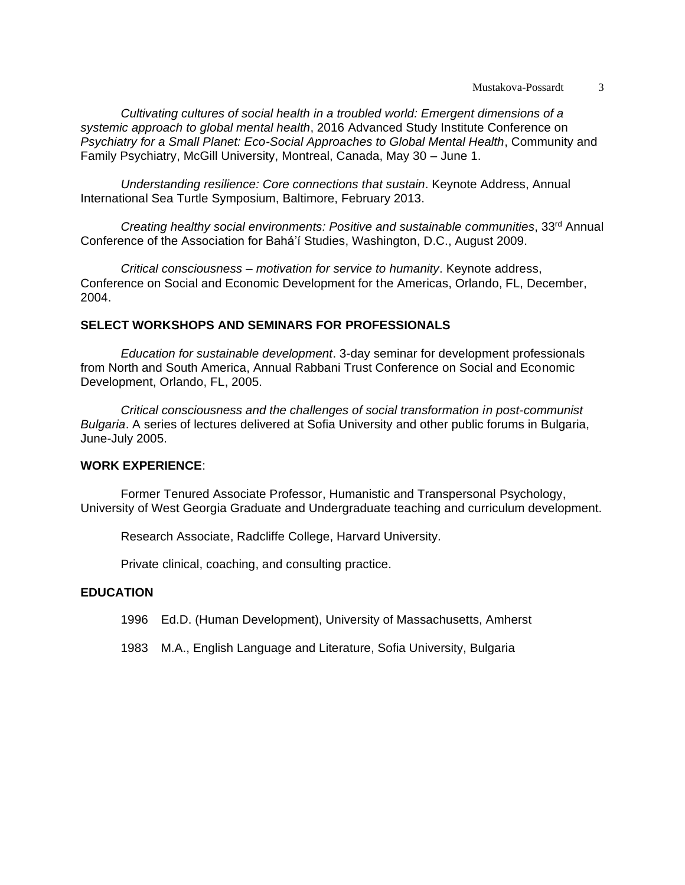*Cultivating cultures of social health in a troubled world: Emergent dimensions of a systemic approach to global mental health*, 2016 Advanced Study Institute Conference on *Psychiatry for a Small Planet: Eco-Social Approaches to Global Mental Health*, Community and Family Psychiatry, McGill University, Montreal, Canada, May 30 – June 1.

*Understanding resilience: Core connections that sustain*. Keynote Address, Annual International Sea Turtle Symposium, Baltimore, February 2013.

*Creating healthy social environments: Positive and sustainable communities*, 33rd Annual Conference of the Association for Bahá'í Studies, Washington, D.C., August 2009.

*Critical consciousness – motivation for service to humanity*. Keynote address, Conference on Social and Economic Development for the Americas, Orlando, FL, December, 2004.

**SELECT WORKSHOPS AND SEMINARS FOR PROFESSIONALS**

*Education for sustainable development*. 3-day seminar for development professionals from North and South America, Annual Rabbani Trust Conference on Social and Economic Development, Orlando, FL, 2005.

*Critical consciousness and the challenges of social transformation in post-communist Bulgaria*. A series of lectures delivered at Sofia University and other public forums in Bulgaria, June-July 2005.

**WORK EXPERIENCE**:

Former Tenured Associate Professor, Humanistic and Transpersonal Psychology, University of West Georgia Graduate and Undergraduate teaching and curriculum development.

Research Associate, Radcliffe College, Harvard University.

Private clinical, coaching, and consulting practice.

**EDUCATION**

1996 Ed.D. (Human Development), University of Massachusetts, Amherst

1983 M.A., English Language and Literature, Sofia University, Bulgaria